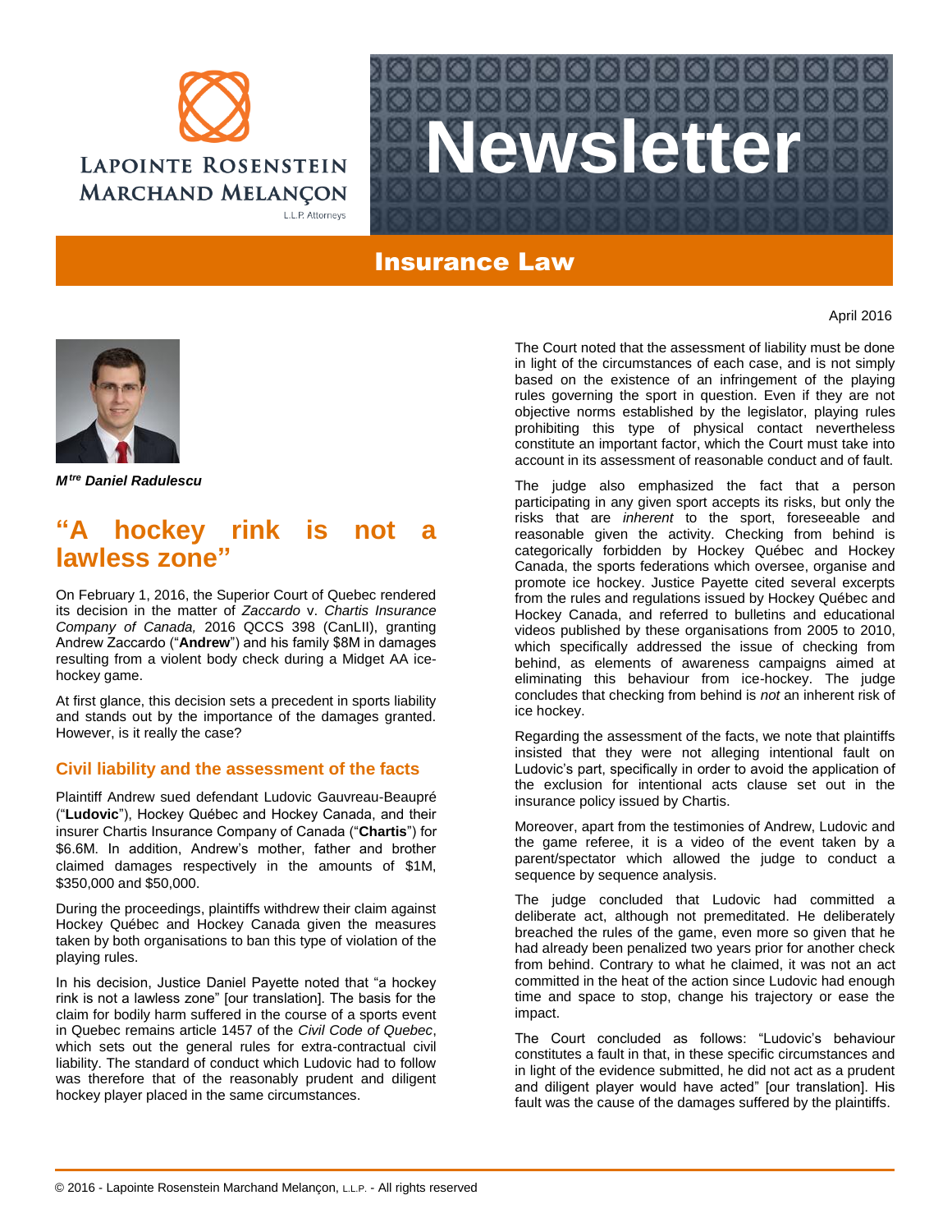# Newsletter

## Insurance Law

April 2016

*M[tre] Daniel Radulescu*

## "A hockey rink is not a lawless zone"

On February 1, 2016, the Superior Court of Quebec rendered its decision in the matter of *Zaccardo* v. *Chartis Insurance Company of Canada,* 2016 QCCS 398 (CanLII), granting Andrew Zaccardo ("**Andrew**") and his family $8M in damages resulting from a violent body check during a Midget AA ice-hockey game.

At first glance, this decision sets a precedent in sports liability and stands out by the importance of the damages granted. However, is it really the case?

### Civil liability and the assessment of the facts

Plaintiff Andrew sued defendant Ludovic Gauvreau-Beaupré ("**Ludovic**"), Hockey Québec and Hockey Canada, and their insurer Chartis Insurance Company of Canada ("**Chartis**") for $6.6M. In addition, Andrew's mother, father and brother claimed damages respectively in the amounts of $1M, $350,000 and $50,000.

During the proceedings, plaintiffs withdrew their claim against Hockey Québec and Hockey Canada given the measures taken by both organisations to ban this type of violation of the playing rules.

In his decision, Justice Daniel Payette noted that "a hockey rink is not a lawless zone" [our translation]. The basis for the claim for bodily harm suffered in the course of a sports event in Quebec remains article 1457 of the *Civil Code of Quebec*, which sets out the general rules for extra-contractual civil liability. The standard of conduct which Ludovic had to follow was therefore that of the reasonably prudent and diligent hockey player placed in the same circumstances.

The Court noted that the assessment of liability must be done in light of the circumstances of each case, and is not simply based on the existence of an infringement of the playing rules governing the sport in question. Even if they are not objective norms established by the legislator, playing rules prohibiting this type of physical contact nevertheless constitute an important factor, which the Court must take into account in its assessment of reasonable conduct and of fault.

The judge also emphasized the fact that a person participating in any given sport accepts its risks, but only the risks that are *inherent* to the sport, foreseeable and reasonable given the activity. Checking from behind is categorically forbidden by Hockey Québec and Hockey Canada, the sports federations which oversee, organise and promote ice hockey. Justice Payette cited several excerpts from the rules and regulations issued by Hockey Québec and Hockey Canada, and referred to bulletins and educational videos published by these organisations from 2005 to 2010, which specifically addressed the issue of checking from behind, as elements of awareness campaigns aimed at eliminating this behaviour from ice-hockey. The judge concludes that checking from behind is *not* an inherent risk of ice hockey.

Regarding the assessment of the facts, we note that plaintiffs insisted that they were not alleging intentional fault on Ludovic's part, specifically in order to avoid the application of the exclusion for intentional acts clause set out in the insurance policy issued by Chartis.

Moreover, apart from the testimonies of Andrew, Ludovic and the game referee, it is a video of the event taken by a parent/spectator which allowed the judge to conduct a sequence by sequence analysis.

The judge concluded that Ludovic had committed a deliberate act, although not premeditated. He deliberately breached the rules of the game, even more so given that he had already been penalized two years prior for another check from behind. Contrary to what he claimed, it was not an act committed in the heat of the action since Ludovic had enough time and space to stop, change his trajectory or ease the impact.

The Court concluded as follows: "Ludovic's behaviour constitutes a fault in that, in these specific circumstances and in light of the evidence submitted, he did not act as a prudent and diligent player would have acted" [our translation]. His fault was the cause of the damages suffered by the plaintiffs.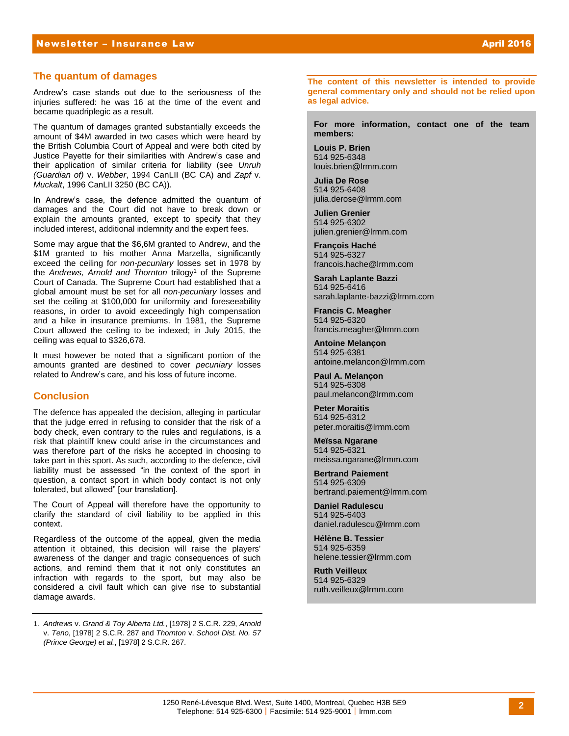## The quantum of damages

Andrew's case stands out due to the seriousness of the injuries suffered: he was 16 at the time of the event and became quadriplegic as a result.

The quantum of damages granted substantially exceeds the amount of $4M awarded in two cases which were heard by the British Columbia Court of Appeal and were both cited by Justice Payette for their similarities with Andrew's case and their application of similar criteria for liability (see *Unruh (Guardian of)* v. *Webber*, 1994 CanLII (BC CA) and *Zapf* v. *Muckalt*, 1996 CanLII 3250 (BC CA)).

In Andrew's case, the defence admitted the quantum of damages and the Court did not have to break down or explain the amounts granted, except to specify that they included interest, additional indemnity and the expert fees.

Some may argue that the $6,6M granted to Andrew, and the $1M granted to his mother Anna Marzella, significantly exceed the ceiling for *non-pecuniary* losses set in 1978 by the *Andrews, Arnold and Thornton* trilogy[1] of the Supreme Court of Canada. The Supreme Court had established that a global amount must be set for all *non-pecuniary* losses and set the ceiling at $100,000 for uniformity and foreseeability reasons, in order to avoid exceedingly high compensation and a hike in insurance premiums. In 1981, the Supreme Court allowed the ceiling to be indexed; in July 2015, the ceiling was equal to $326,678.

It must however be noted that a significant portion of the amounts granted are destined to cover *pecuniary* losses related to Andrew's care, and his loss of future income.

## Conclusion

The defence has appealed the decision, alleging in particular that the judge erred in refusing to consider that the risk of a body check, even contrary to the rules and regulations, is a risk that plaintiff knew could arise in the circumstances and was therefore part of the risks he accepted in choosing to take part in this sport. As such, according to the defence, civil liability must be assessed "in the context of the sport in question, a contact sport in which body contact is not only tolerated, but allowed" [our translation].

The Court of Appeal will therefore have the opportunity to clarify the standard of civil liability to be applied in this context.

Regardless of the outcome of the appeal, given the media attention it obtained, this decision will raise the players' awareness of the danger and tragic consequences of such actions, and remind them that it not only constitutes an infraction with regards to the sport, but may also be considered a civil fault which can give rise to substantial damage awards.

---

1. *Andrews* v. *Grand & Toy Alberta Ltd.*, [1978] 2 S.C.R. 229, *Arnold* v. *Teno*, [1978] 2 S.C.R. 287 and *Thornton* v. *School Dist. No. 57 (Prince George) et al.*, [1978] 2 S.C.R. 267.

**The content of this newsletter is intended to provide general commentary only and should not be relied upon as legal advice.**

**For more information, contact one of the team members:**

**Louis P. Brien**
514 925-6348
louis.brien@lrmm.com

**Julia De Rose**
514 925-6408
julia.derose@lrmm.com

**Julien Grenier**
514 925-6302
julien.grenier@lrmm.com

**François Haché**
514 925-6327
francois.hache@lrmm.com

**Sarah Laplante Bazzi**
514 925-6416
sarah.laplante-bazzi@lrmm.com

**Francis C. Meagher**
514 925-6320
francis.meagher@lrmm.com

**Antoine Melançon**
514 925-6381
antoine.melancon@lrmm.com

**Paul A. Melançon**
514 925-6308
paul.melancon@lrmm.com

**Peter Moraitis**
514 925-6312
peter.moraitis@lrmm.com

**Meïssa Ngarane**
514 925-6321
meissa.ngarane@lrmm.com

**Bertrand Paiement**
514 925-6309
bertrand.paiement@lrmm.com

**Daniel Radulescu**
514 925-6403
daniel.radulescu@lrmm.com

**Hélène B. Tessier**
514 925-6359
helene.tessier@lrmm.com

**Ruth Veilleux**
514 925-6329
ruth.veilleux@lrmm.com

1250 René-Lévesque Blvd. West, Suite 1400, Montreal, Quebec H3B 5E9
Telephone: 514 925-6300 | Facsimile: 514 925-9001 | lrmm.com